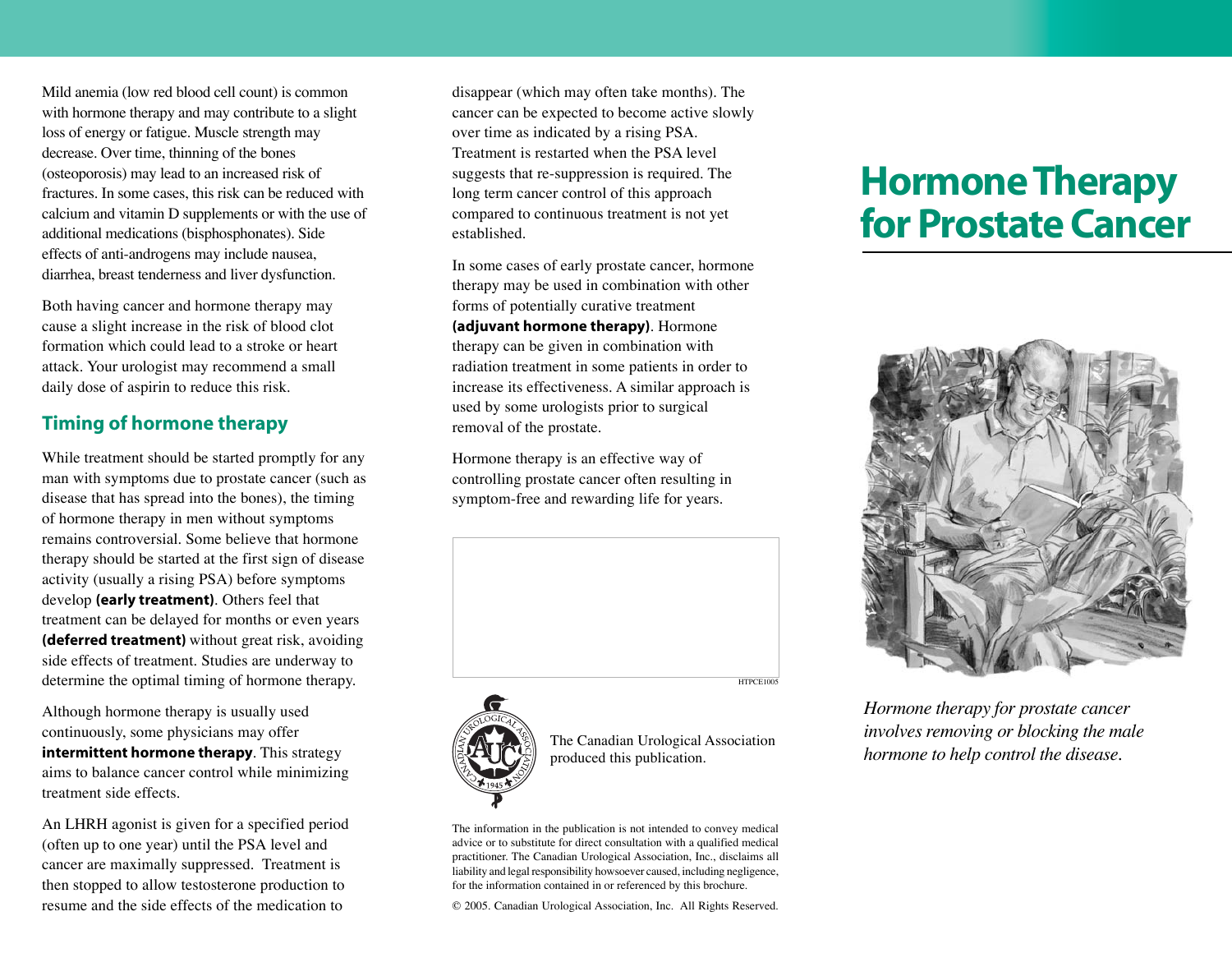Mild anemia (low red blood cell count) is common with hormone therapy and may contribute to a slight loss of energy or fatigue. Muscle strength may decrease. Over time, thinning of the bones (osteoporosis) may lead to an increased risk of fractures. In some cases, this risk can be reduced with calcium and vitamin D supplements or with the use of additional medications (bisphosphonates). Side effects of anti-androgens may include nausea, diarrhea, breast tenderness and liver dysfunction.

Both having cancer and hormone therapy may cause a slight increase in the risk of blood clot formation which could lead to a stroke or heart attack. Your urologist may recommend a small daily dose of aspirin to reduce this risk.

## Timing of hormone therapy

While treatment should be started promptly for any man with symptoms due to prostate cancer (such as disease that has spread into the bones), the timing of hormone therapy in men without symptoms remains controversial. Some believe that hormone therapy should be started at the first sign of disease activity (usually a rising PSA) before symptoms develop **(early treatment)**. Others feel that treatment can be delayed for months or even years **(deferred treatment)** without great risk, avoiding side effects of treatment. Studies are underway to determine the optimal timing of hormone therapy.

Although hormone therapy is usually used continuously, some physicians may offer **intermittent hormone therapy**. This strategy aims to balance cancer control while minimizing treatment side effects.

An LHRH agonist is given for a specified period (often up to one year) until the PSA level and cancer are maximally suppressed. Treatment is then stopped to allow testosterone production to resume and the side effects of the medication to disappear (which may often take months). The cancer can be expected to become active slowly over time as indicated by a rising PSA. Treatment is restarted when the PSA level suggests that re-suppression is required. The long term cancer control of this approach compared to continuous treatment is not yet established.

In some cases of early prostate cancer, hormone therapy may be used in combination with other forms of potentially curative treatment **(adjuvant hormone therapy)**. Hormone therapy can be given in combination with radiation treatment in some patients in order to increase its effectiveness. A similar approach is used by some urologists prior to surgical removal of the prostate.

Hormone therapy is an effective way of controlling prostate cancer often resulting in symptom-free and rewarding life for years.

HTPCE1005

The Canadian Urological Association produced this publication.

The information in the publication is not intended to convey medical advice or to substitute for direct consultation with a qualified medical practitioner. The Canadian Urological Association, Inc., disclaims all liability and legal responsibility howsoever caused, including negligence, for the information contained in or referenced by this brochure.

© 2005. Canadian Urological Association, Inc. All Rights Reserved.

# Hormone Therapy for Prostate Cancer

*Hormone therapy for prostate cancer involves removing or blocking the male hormone to help control the disease.*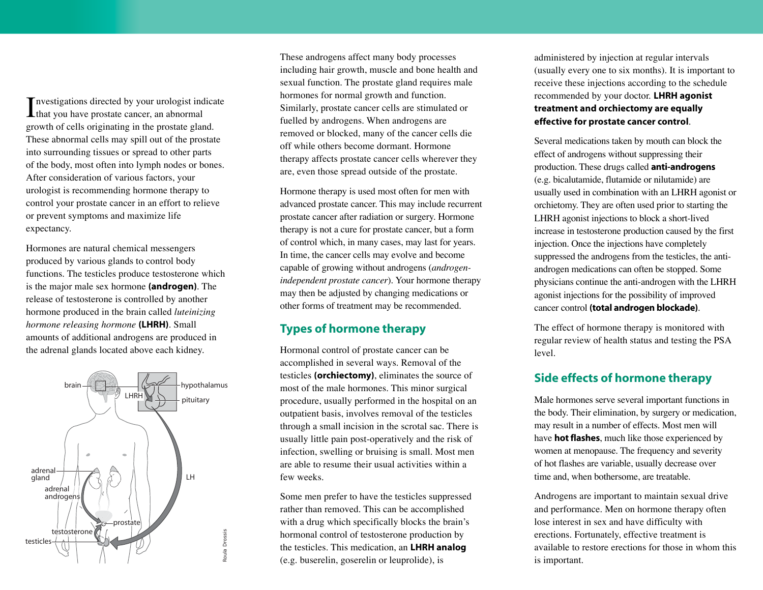Investigations directed by your urologist indicate that you have prostate cancer, an abnormal growth of cells originating in the prostate gland. These abnormal cells may spill out of the prostate into surrounding tissues or spread to other parts of the body, most often into lymph nodes or bones. After consideration of various factors, your urologist is recommending hormone therapy to control your prostate cancer in an effort to relieve or prevent symptoms and maximize life expectancy.

Hormones are natural chemical messengers produced by various glands to control body functions. The testicles produce testosterone which is the major male sex hormone **(androgen)**. The release of testosterone is controlled by another hormone produced in the brain called *luteinizing hormone releasing hormone* **(LHRH)**. Small amounts of additional androgens are produced in the adrenal glands located above each kidney.

brain
LHRH
hypothalamus
pituitary
LH
adrenal gland
adrenal androgens
prostate
testosterone
testicles
Roula Drossis

These androgens affect many body processes including hair growth, muscle and bone health and sexual function. The prostate gland requires male hormones for normal growth and function. Similarly, prostate cancer cells are stimulated or fuelled by androgens. When androgens are removed or blocked, many of the cancer cells die off while others become dormant. Hormone therapy affects prostate cancer cells wherever they are, even those spread outside of the prostate.

Hormone therapy is used most often for men with advanced prostate cancer. This may include recurrent prostate cancer after radiation or surgery. Hormone therapy is not a cure for prostate cancer, but a form of control which, in many cases, may last for years. In time, the cancer cells may evolve and become capable of growing without androgens (*androgen-independent prostate cancer*). Your hormone therapy may then be adjusted by changing medications or other forms of treatment may be recommended.

## Types of hormone therapy

Hormonal control of prostate cancer can be accomplished in several ways. Removal of the testicles **(orchiectomy)**, eliminates the source of most of the male hormones. This minor surgical procedure, usually performed in the hospital on an outpatient basis, involves removal of the testicles through a small incision in the scrotal sac. There is usually little pain post-operatively and the risk of infection, swelling or bruising is small. Most men are able to resume their usual activities within a few weeks.

Some men prefer to have the testicles suppressed rather than removed. This can be accomplished with a drug which specifically blocks the brain's hormonal control of testosterone production by the testicles. This medication, an **LHRH analog** (e.g. buserelin, goserelin or leuprolide), is administered by injection at regular intervals (usually every one to six months). It is important to receive these injections according to the schedule recommended by your doctor. **LHRH agonist treatment and orchiectomy are equally effective for prostate cancer control**.

Several medications taken by mouth can block the effect of androgens without suppressing their production. These drugs called **anti-androgens** (e.g. bicalutamide, flutamide or nilutamide) are usually used in combination with an LHRH agonist or orchietomy. They are often used prior to starting the LHRH agonist injections to block a short-lived increase in testosterone production caused by the first injection. Once the injections have completely suppressed the androgens from the testicles, the anti-androgen medications can often be stopped. Some physicians continue the anti-androgen with the LHRH agonist injections for the possibility of improved cancer control **(total androgen blockade)**.

The effect of hormone therapy is monitored with regular review of health status and testing the PSA level.

## Side effects of hormone therapy

Male hormones serve several important functions in the body. Their elimination, by surgery or medication, may result in a number of effects. Most men will have **hot flashes**, much like those experienced by women at menopause. The frequency and severity of hot flashes are variable, usually decrease over time and, when bothersome, are treatable.

Androgens are important to maintain sexual drive and performance. Men on hormone therapy often lose interest in sex and have difficulty with erections. Fortunately, effective treatment is available to restore erections for those in whom this is important.